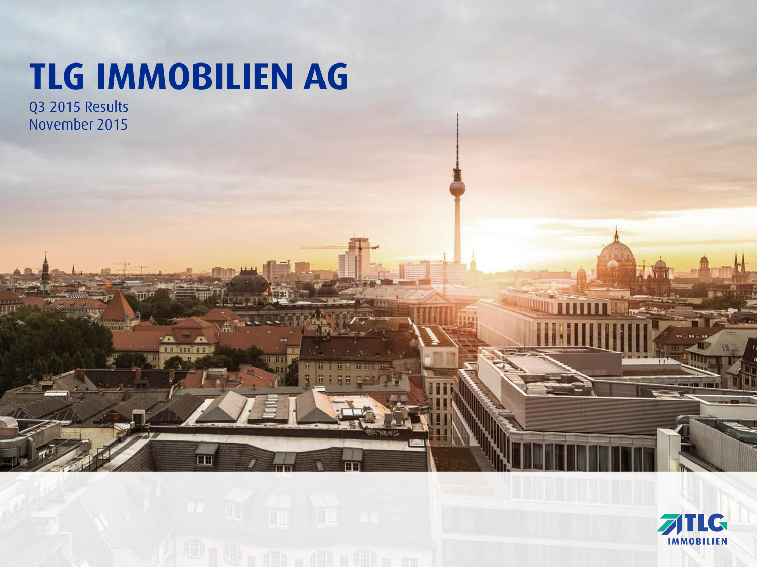# TLG IMMOBILIEN AG

Q3 2015 Results
November 2015

TLG IMMOBILIEN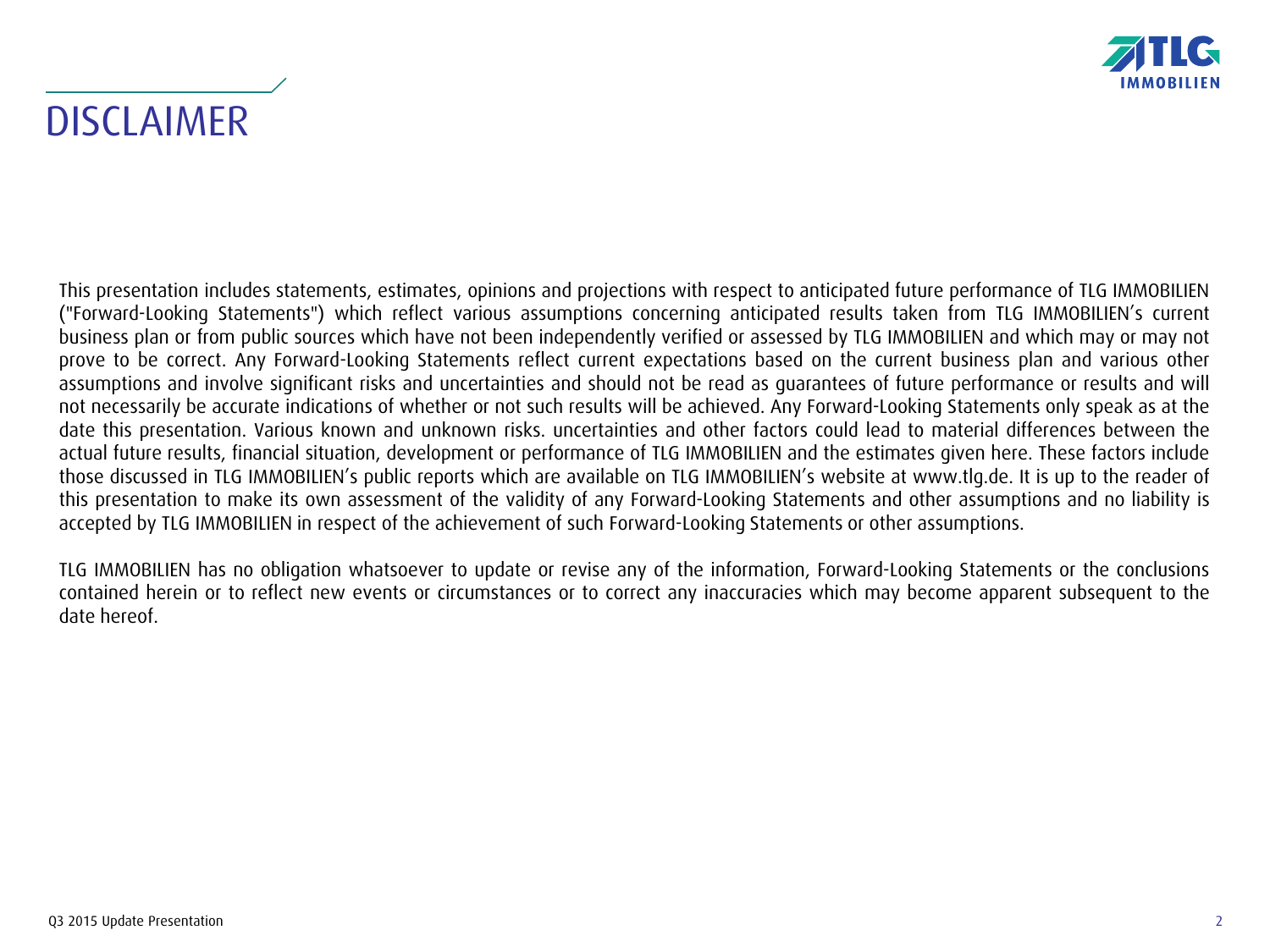# DISCLAIMER

This presentation includes statements, estimates, opinions and projections with respect to anticipated future performance of TLG IMMOBILIEN ("Forward-Looking Statements") which reflect various assumptions concerning anticipated results taken from TLG IMMOBILIEN's current business plan or from public sources which have not been independently verified or assessed by TLG IMMOBILIEN and which may or may not prove to be correct. Any Forward-Looking Statements reflect current expectations based on the current business plan and various other assumptions and involve significant risks and uncertainties and should not be read as guarantees of future performance or results and will not necessarily be accurate indications of whether or not such results will be achieved. Any Forward-Looking Statements only speak as at the date this presentation. Various known and unknown risks. uncertainties and other factors could lead to material differences between the actual future results, financial situation, development or performance of TLG IMMOBILIEN and the estimates given here. These factors include those discussed in TLG IMMOBILIEN's public reports which are available on TLG IMMOBILIEN's website at www.tlg.de. It is up to the reader of this presentation to make its own assessment of the validity of any Forward-Looking Statements and other assumptions and no liability is accepted by TLG IMMOBILIEN in respect of the achievement of such Forward-Looking Statements or other assumptions.

TLG IMMOBILIEN has no obligation whatsoever to update or revise any of the information, Forward-Looking Statements or the conclusions contained herein or to reflect new events or circumstances or to correct any inaccuracies which may become apparent subsequent to the date hereof.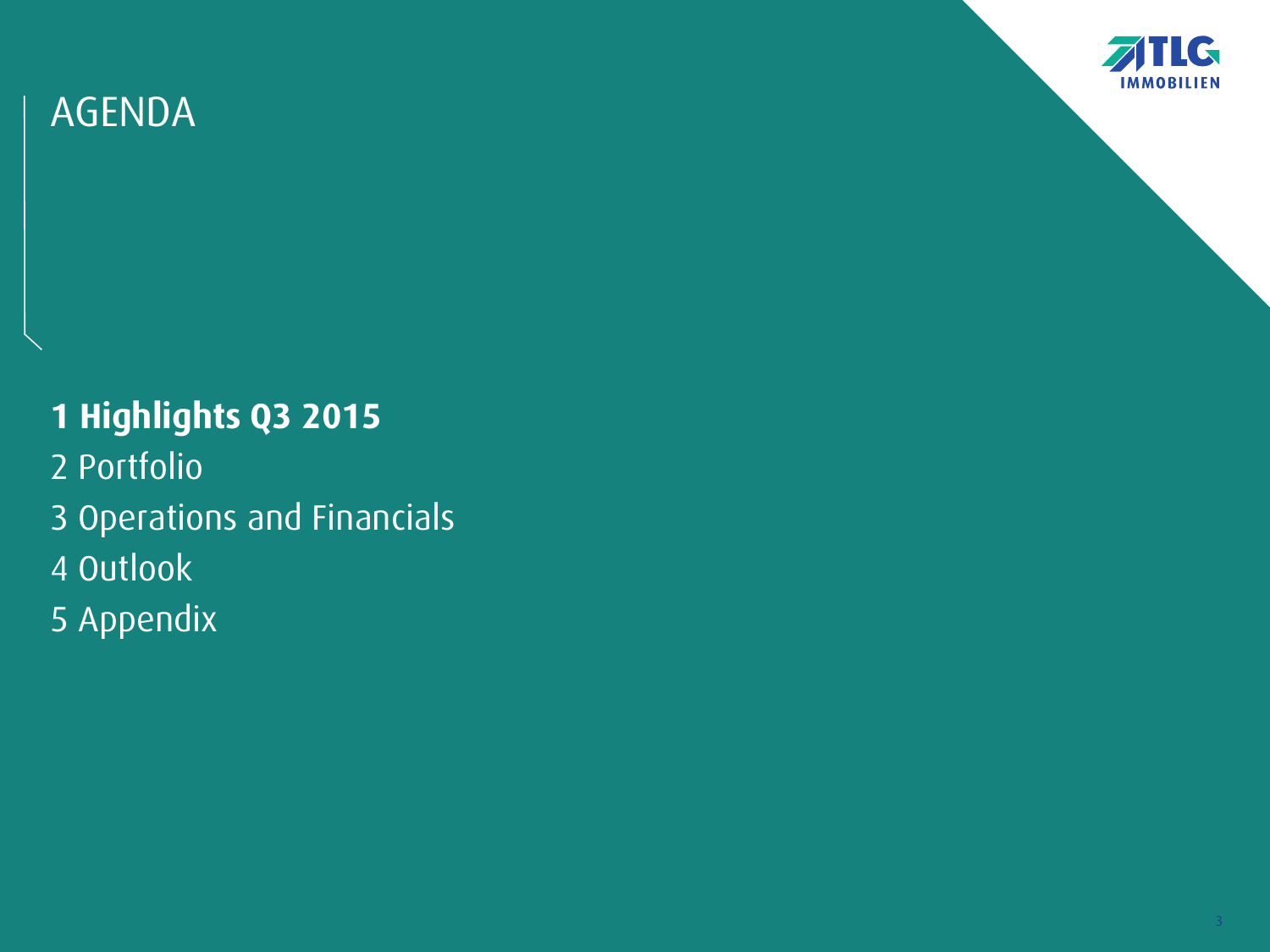# AGENDA

**1 Highlights Q3 2015**

2 Portfolio

3 Operations and Financials

4 Outlook

5 Appendix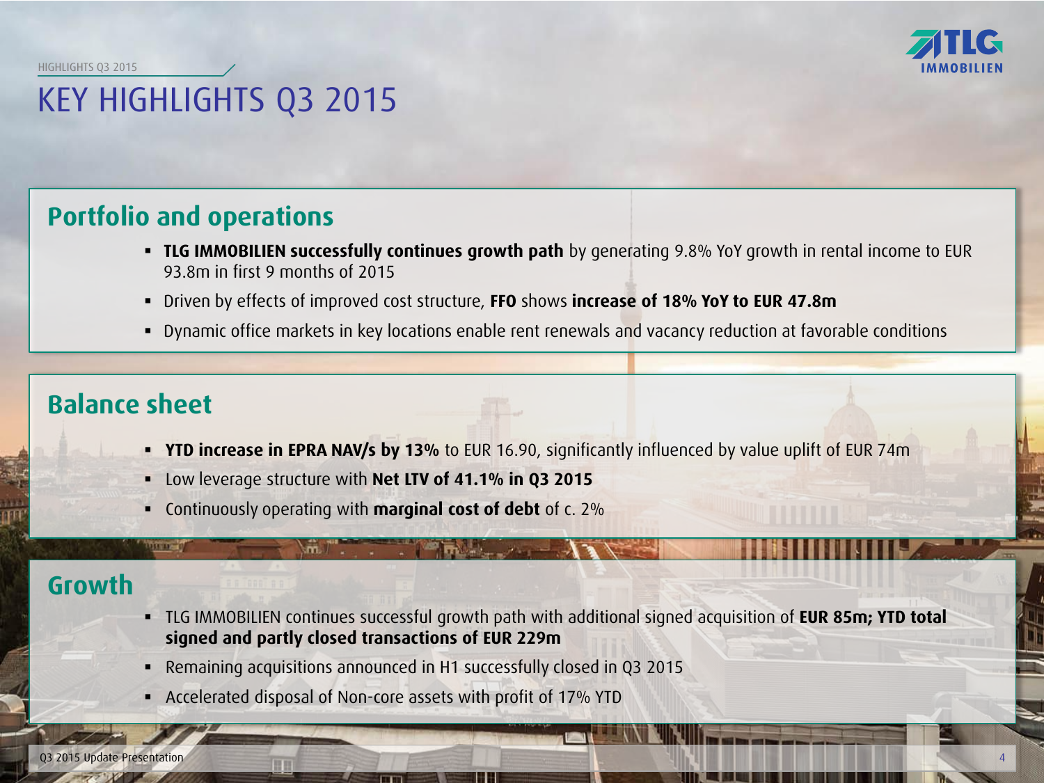# KEY HIGHLIGHTS Q3 2015

## Portfolio and operations

- **TLG IMMOBILIEN successfully continues growth path** by generating 9.8% YoY growth in rental income to EUR 93.8m in first 9 months of 2015
- Driven by effects of improved cost structure, **FFO** shows **increase of 18% YoY to EUR 47.8m**
- Dynamic office markets in key locations enable rent renewals and vacancy reduction at favorable conditions

## Balance sheet

- **YTD increase in EPRA NAV/s by 13%** to EUR 16.90, significantly influenced by value uplift of EUR 74m
- Low leverage structure with **Net LTV of 41.1% in Q3 2015**
- Continuously operating with **marginal cost of debt** of c. 2%

## Growth

- TLG IMMOBILIEN continues successful growth path with additional signed acquisition of **EUR 85m; YTD total signed and partly closed transactions of EUR 229m**
- Remaining acquisitions announced in H1 successfully closed in Q3 2015
- Accelerated disposal of Non-core assets with profit of 17% YTD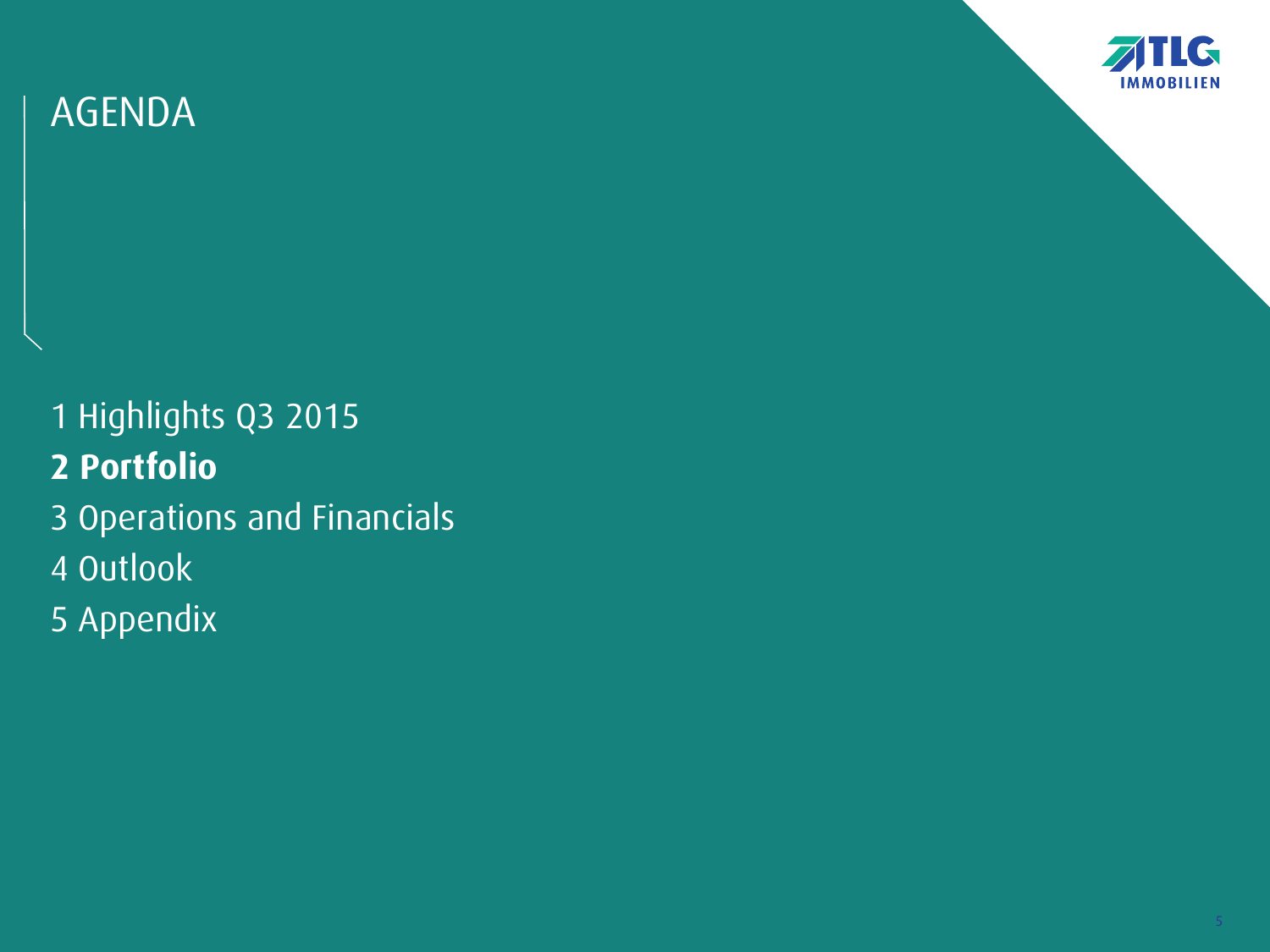# AGENDA

1 Highlights Q3 2015

**2 Portfolio**

3 Operations and Financials

4 Outlook

5 Appendix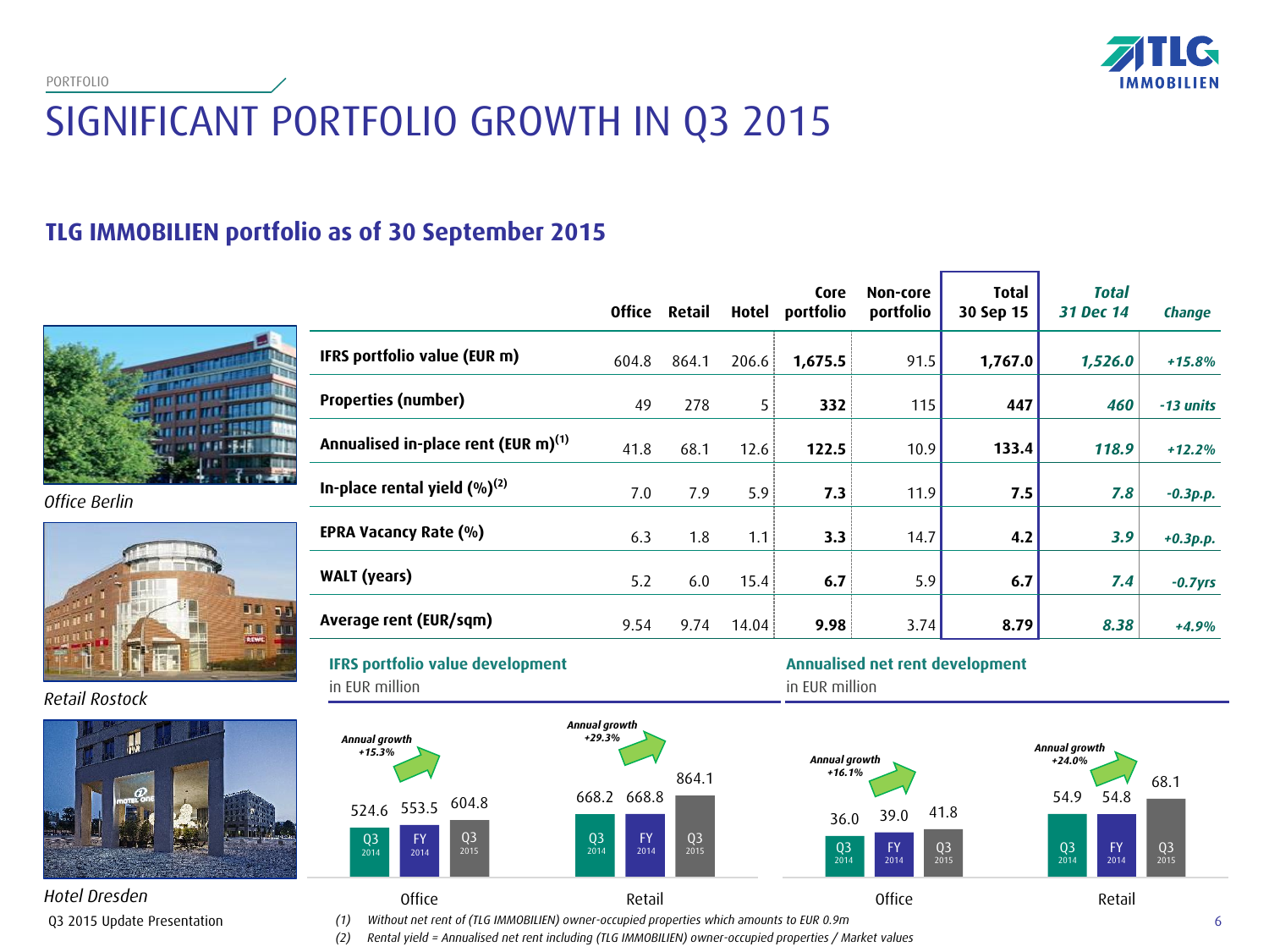PORTFOLIO

# SIGNIFICANT PORTFOLIO GROWTH IN Q3 2015

## TLG IMMOBILIEN portfolio as of 30 September 2015

| | Office | Retail | Hotel | Core portfolio | Non-core portfolio | Total 30 Sep 15 | *Total 31 Dec 14* | *Change* |
|---|---|---|---|---|---|---|---|---|
| **IFRS portfolio value (EUR m)** | 604.8 | 864.1 | 206.6 | **1,675.5** | 91.5 | **1,767.0** | *1,526.0* | *+15.8%* |
| **Properties (number)** | 49 | 278 | 5 | **332** | 115 | **447** | *460* | *-13 units* |
| **Annualised in-place rent (EUR m)[1]** | 41.8 | 68.1 | 12.6 | **122.5** | 10.9 | **133.4** | *118.9* | *+12.2%* |
| **In-place rental yield (%)[2]** | 7.0 | 7.9 | 5.9 | **7.3** | 11.9 | **7.5** | *7.8* | *-0.3p.p.* |
| **EPRA Vacancy Rate (%)** | 6.3 | 1.8 | 1.1 | **3.3** | 14.7 | **4.2** | *3.9* | *+0.3p.p.* |
| **WALT (years)** | 5.2 | 6.0 | 15.4 | **6.7** | 5.9 | **6.7** | *7.4* | *-0.7yrs* |
| **Average rent (EUR/sqm)** | 9.54 | 9.74 | 14.04 | **9.98** | 3.74 | **8.79** | *8.38* | *+4.9%* |

*Office Berlin*

*Retail Rostock*

*Hotel Dresden*

### IFRS portfolio value development
in EUR million

| | Q3 2014 | FY 2014 | Q3 2015 | Annual growth |
|---|---|---|---|---|
| Office | 524.6 | 553.5 | 604.8 | +15.3% |
| Retail | 668.2 | 668.8 | 864.1 | +29.3% |

### Annualised net rent development
in EUR million

| | Q3 2014 | FY 2014 | Q3 2015 | Annual growth |
|---|---|---|---|---|
| Office | 36.0 | 39.0 | 41.8 | +16.1% |
| Retail | 54.9 | 54.8 | 68.1 | +24.0% |

Q3 2015 Update Presentation

(1) *Without net rent of (TLG IMMOBILIEN) owner-occupied properties which amounts to EUR 0.9m*

(2) *Rental yield = Annualised net rent including (TLG IMMOBILIEN) owner-occupied properties / Market values*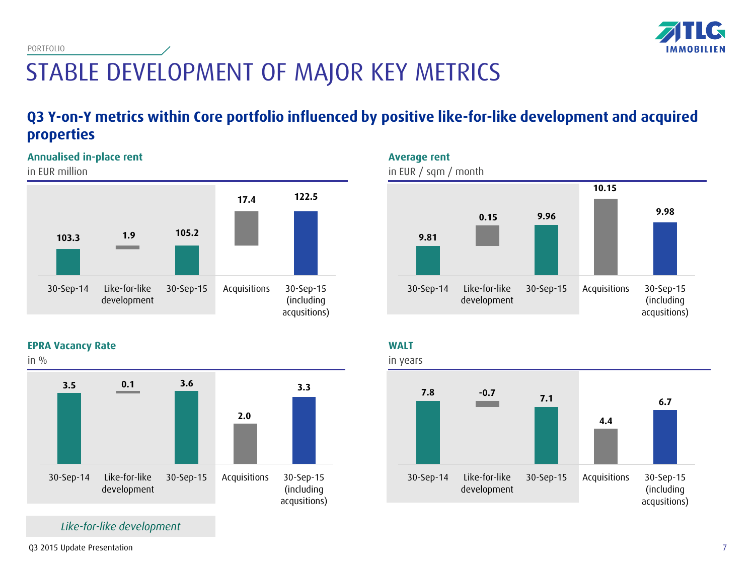PORTFOLIO

# STABLE DEVELOPMENT OF MAJOR KEY METRICS

## Q3 Y-on-Y metrics within Core portfolio influenced by positive like-for-like development and acquired properties

**Annualised in-place rent**
in EUR million

| 30-Sep-14 | Like-for-like development | 30-Sep-15 | Acquisitions | 30-Sep-15 (including acqusitions) |
|---|---|---|---|---|
| 103.3 | 1.9 | 105.2 | 17.4 | 122.5 |

**Average rent**
in EUR / sqm / month

| 30-Sep-14 | Like-for-like development | 30-Sep-15 | Acquisitions | 30-Sep-15 (including acqusitions) |
|---|---|---|---|---|
| 9.81 | 0.15 | 9.96 | 10.15 | 9.98 |

**EPRA Vacancy Rate**
in %

| 30-Sep-14 | Like-for-like development | 30-Sep-15 | Acquisitions | 30-Sep-15 (including acqusitions) |
|---|---|---|---|---|
| 3.5 | 0.1 | 3.6 | 2.0 | 3.3 |

**WALT**
in years

| 30-Sep-14 | Like-for-like development | 30-Sep-15 | Acquisitions | 30-Sep-15 (including acqusitions) |
|---|---|---|---|---|
| 7.8 | -0.7 | 7.1 | 4.4 | 6.7 |

*Like-for-like development*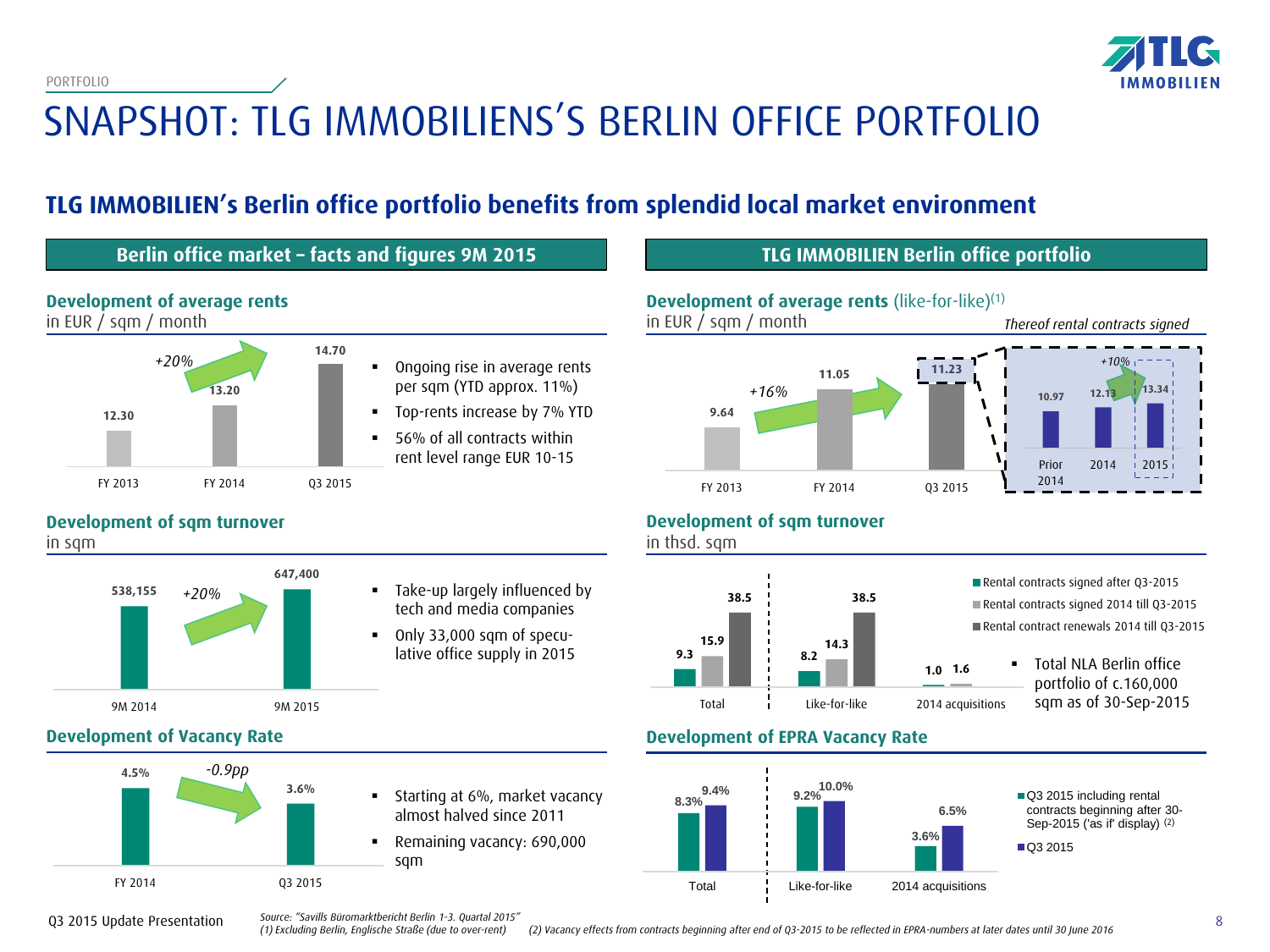PORTFOLIO

# SNAPSHOT: TLG IMMOBILIENS'S BERLIN OFFICE PORTFOLIO

## TLG IMMOBILIEN's Berlin office portfolio benefits from splendid local market environment

### Berlin office market – facts and figures 9M 2015

**Development of average rents**
in EUR / sqm / month

| | FY 2013 | FY 2014 | Q3 2015 |
|---|---|---|---|
| Average rent | 12.30 | 13.20 | 14.70 |

*+20%*

- Ongoing rise in average rents per sqm (YTD approx. 11%)
- Top-rents increase by 7% YTD
- 56% of all contracts within rent level range EUR 10-15

**Development of sqm turnover**
in sqm

| | 9M 2014 | 9M 2015 |
|---|---|---|
| Turnover | 538,155 | 647,400 |

*+20%*

- Take-up largely influenced by tech and media companies
- Only 33,000 sqm of speculative office supply in 2015

**Development of Vacancy Rate**

| | FY 2014 | Q3 2015 |
|---|---|---|
| Vacancy rate | 4.5% | 3.6% |

*-0.9pp*

- Starting at 6%, market vacancy almost halved since 2011
- Remaining vacancy: 690,000 sqm

### TLG IMMOBILIEN Berlin office portfolio

**Development of average rents** (like-for-like)[1]
in EUR / sqm / month

| | FY 2013 | FY 2014 | Q3 2015 |
|---|---|---|---|
| Average rent | 9.64 | 11.05 | 11.23 |

*+16%*

*Thereof rental contracts signed*

| | Prior 2014 | 2014 | 2015 |
|---|---|---|---|
| Rent | 10.97 | 12.13 | 13.34 |

*+10%*

**Development of sqm turnover**
in thsd. sqm

| | Total | Like-for-like | 2014 acquisitions |
|---|---|---|---|
| Rental contracts signed after Q3-2015 | 9.3 | 8.2 | 1.0 |
| Rental contracts signed 2014 till Q3-2015 | 15.9 | 14.3 | 1.6 |
| Rental contract renewals 2014 till Q3-2015 | 38.5 | 38.5 | |

- Total NLA Berlin office portfolio of c.160,000 sqm as of 30-Sep-2015

**Development of EPRA Vacancy Rate**

| | Total | Like-for-like | 2014 acquisitions |
|---|---|---|---|
| Q3 2015 including rental contracts beginning after 30-Sep-2015 ('as if' display) [2] | 8.3% | 9.2% | 3.6% |
| Q3 2015 | 9.4% | 10.0% | 6.5% |

Q3 2015 Update Presentation

Source: "Savills Büromarktbericht Berlin 1-3. Quartal 2015"
(1) Excluding Berlin, Englische Straße (due to over-rent) (2) Vacancy effects from contracts beginning after end of Q3-2015 to be reflected in EPRA-numbers at later dates until 30 June 2016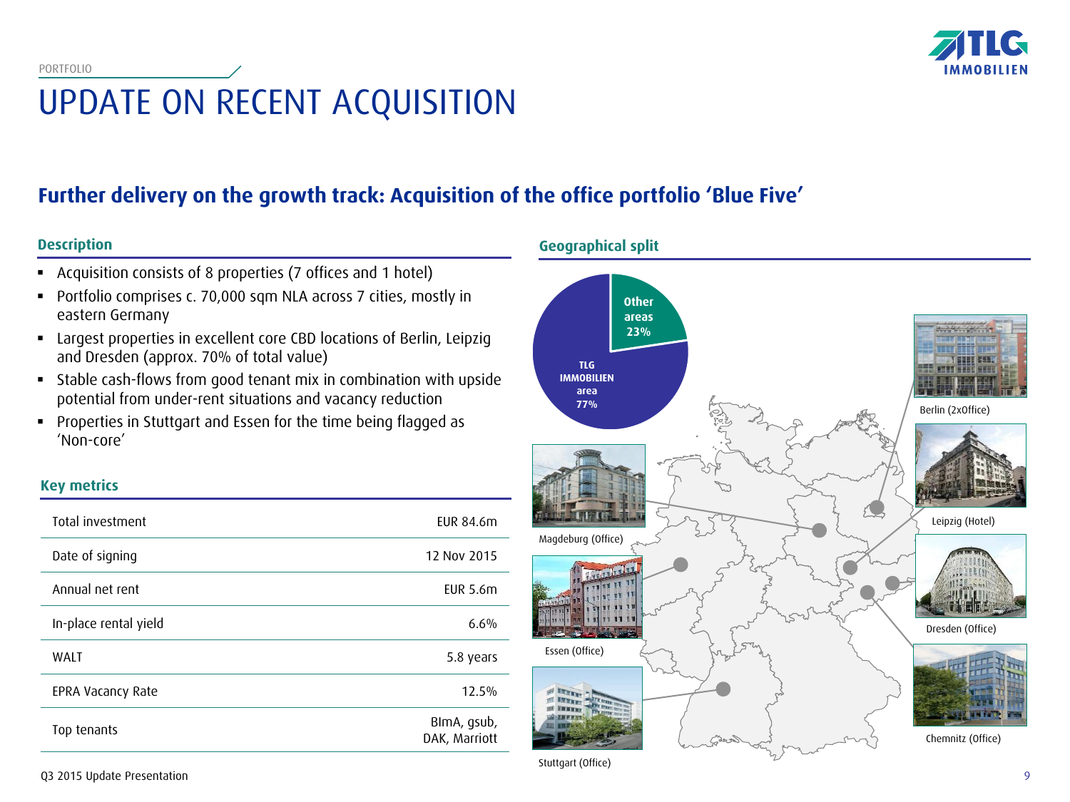PORTFOLIO

# UPDATE ON RECENT ACQUISITION

## Further delivery on the growth track: Acquisition of the office portfolio 'Blue Five'

### Description

- Acquisition consists of 8 properties (7 offices and 1 hotel)
- Portfolio comprises c. 70,000 sqm NLA across 7 cities, mostly in eastern Germany
- Largest properties in excellent core CBD locations of Berlin, Leipzig and Dresden (approx. 70% of total value)
- Stable cash-flows from good tenant mix in combination with upside potential from under-rent situations and vacancy reduction
- Properties in Stuttgart and Essen for the time being flagged as 'Non-core'

### Key metrics

| | |
|---|---|
| Total investment | EUR 84.6m |
| Date of signing | 12 Nov 2015 |
| Annual net rent | EUR 5.6m |
| In-place rental yield | 6.6% |
| WALT | 5.8 years |
| EPRA Vacancy Rate | 12.5% |
| Top tenants | BImA, gsub, DAK, Marriott |

### Geographical split

- Other areas 23%
- TLG IMMOBILIEN area 77%

Berlin (2xOffice)

Leipzig (Hotel)

Dresden (Office)

Chemnitz (Office)

Magdeburg (Office)

Essen (Office)

Stuttgart (Office)

Q3 2015 Update Presentation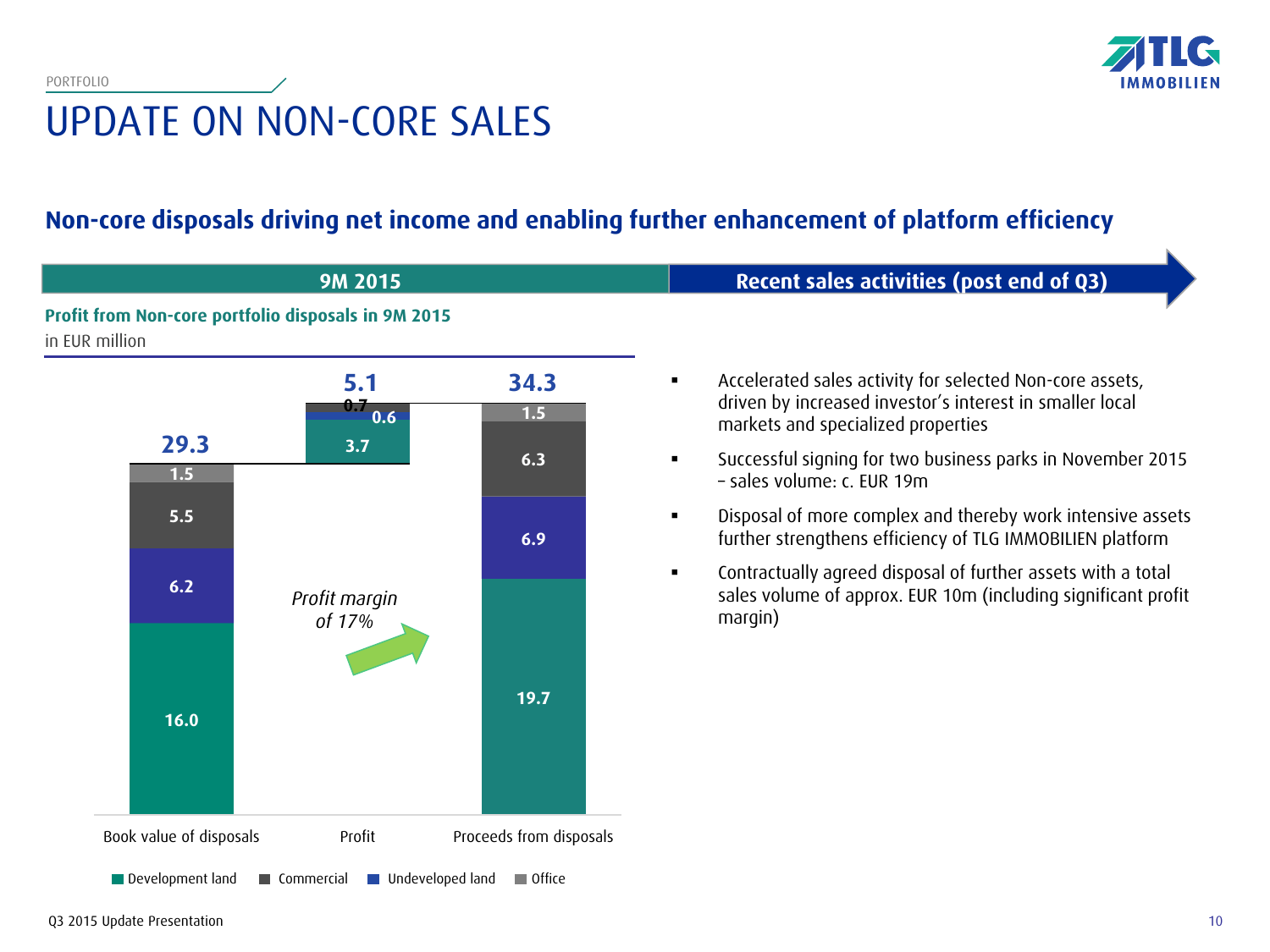PORTFOLIO

# UPDATE ON NON-CORE SALES

## Non-core disposals driving net income and enabling further enhancement of platform efficiency

### 9M 2015

**Profit from Non-core portfolio disposals in 9M 2015**

in EUR million

| | Book value of disposals | Profit | Proceeds from disposals |
|---|---|---|---|
| Development land | 16.0 | 3.7 | 19.7 |
| Undeveloped land | 6.2 | 0.6 | 6.9 |
| Commercial | 5.5 | 0.7 | 6.3 |
| Office | 1.5 | | 1.5 |
| **Total** | **29.3** | **5.1** | **34.3** |

*Profit margin of 17%*

### Recent sales activities (post end of Q3)

- Accelerated sales activity for selected Non-core assets, driven by increased investor's interest in smaller local markets and specialized properties
- Successful signing for two business parks in November 2015 – sales volume: c. EUR 19m
- Disposal of more complex and thereby work intensive assets further strengthens efficiency of TLG IMMOBILIEN platform
- Contractually agreed disposal of further assets with a total sales volume of approx. EUR 10m (including significant profit margin)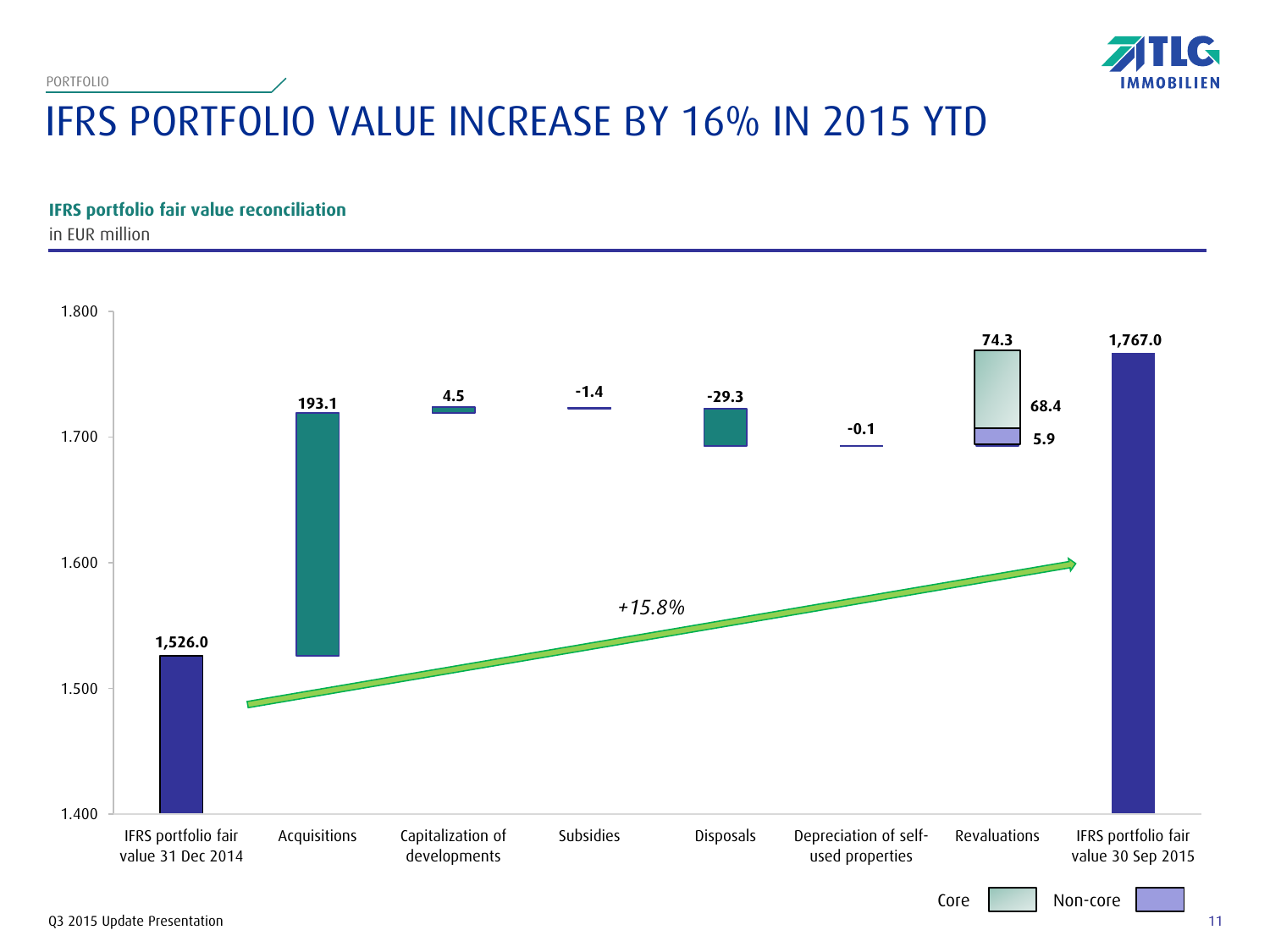PORTFOLIO

# IFRS PORTFOLIO VALUE INCREASE BY 16% IN 2015 YTD

**IFRS portfolio fair value reconciliation**

in EUR million

| Item | Value |
|---|---|
| IFRS portfolio fair value 31 Dec 2014 | 1,526.0 |
| Acquisitions | 193.1 |
| Capitalization of developments | 4.5 |
| Subsidies | -1.4 |
| Disposals | -29.3 |
| Depreciation of self-used properties | -0.1 |
| Revaluations | 74.3 (Core: 68.4; Non-core: 5.9) |
| IFRS portfolio fair value 30 Sep 2015 | 1,767.0 |

*+15.8%*

Core | Non-core

Q3 2015 Update Presentation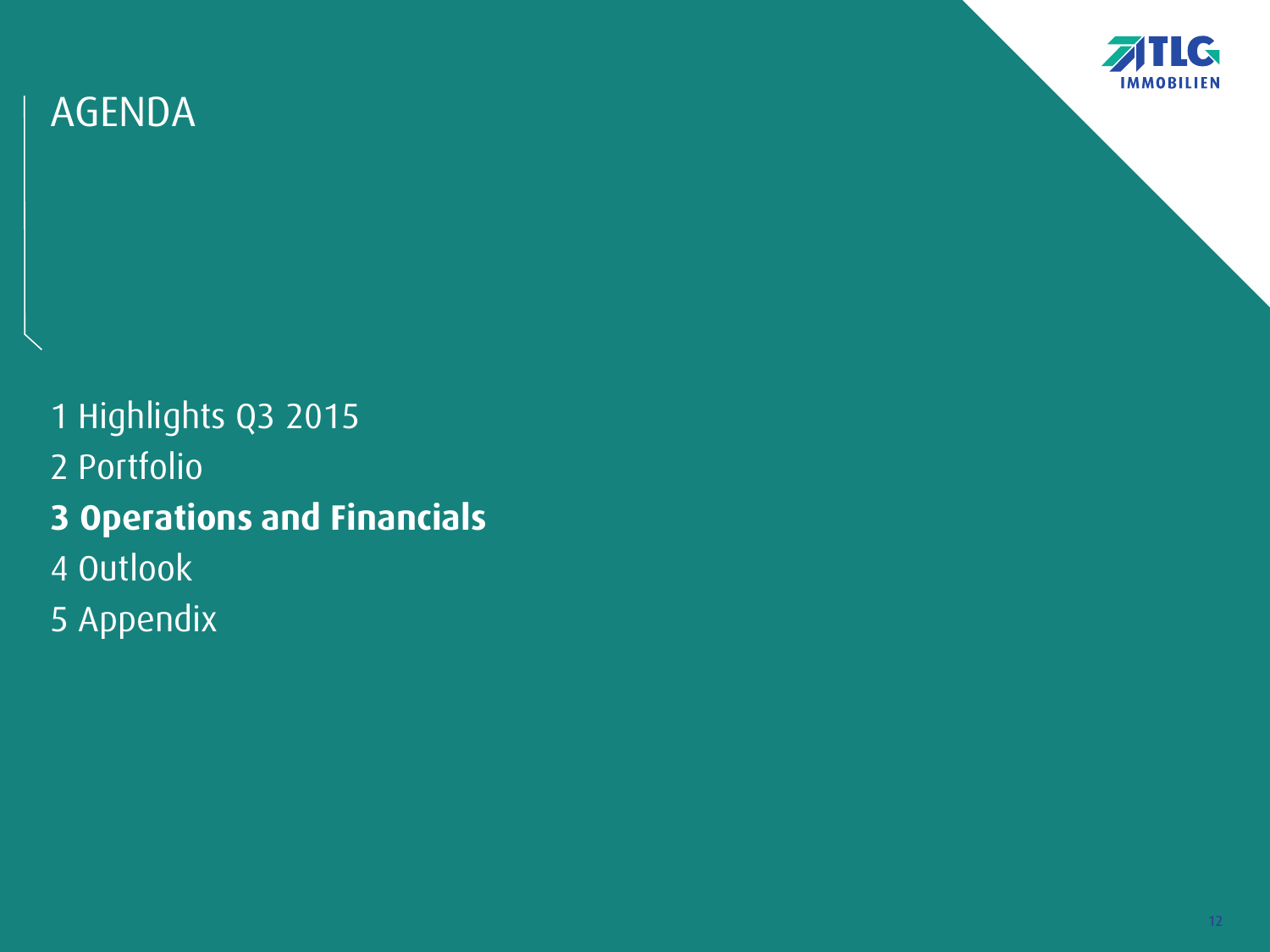# AGENDA

1 Highlights Q3 2015

2 Portfolio

**3 Operations and Financials**

4 Outlook

5 Appendix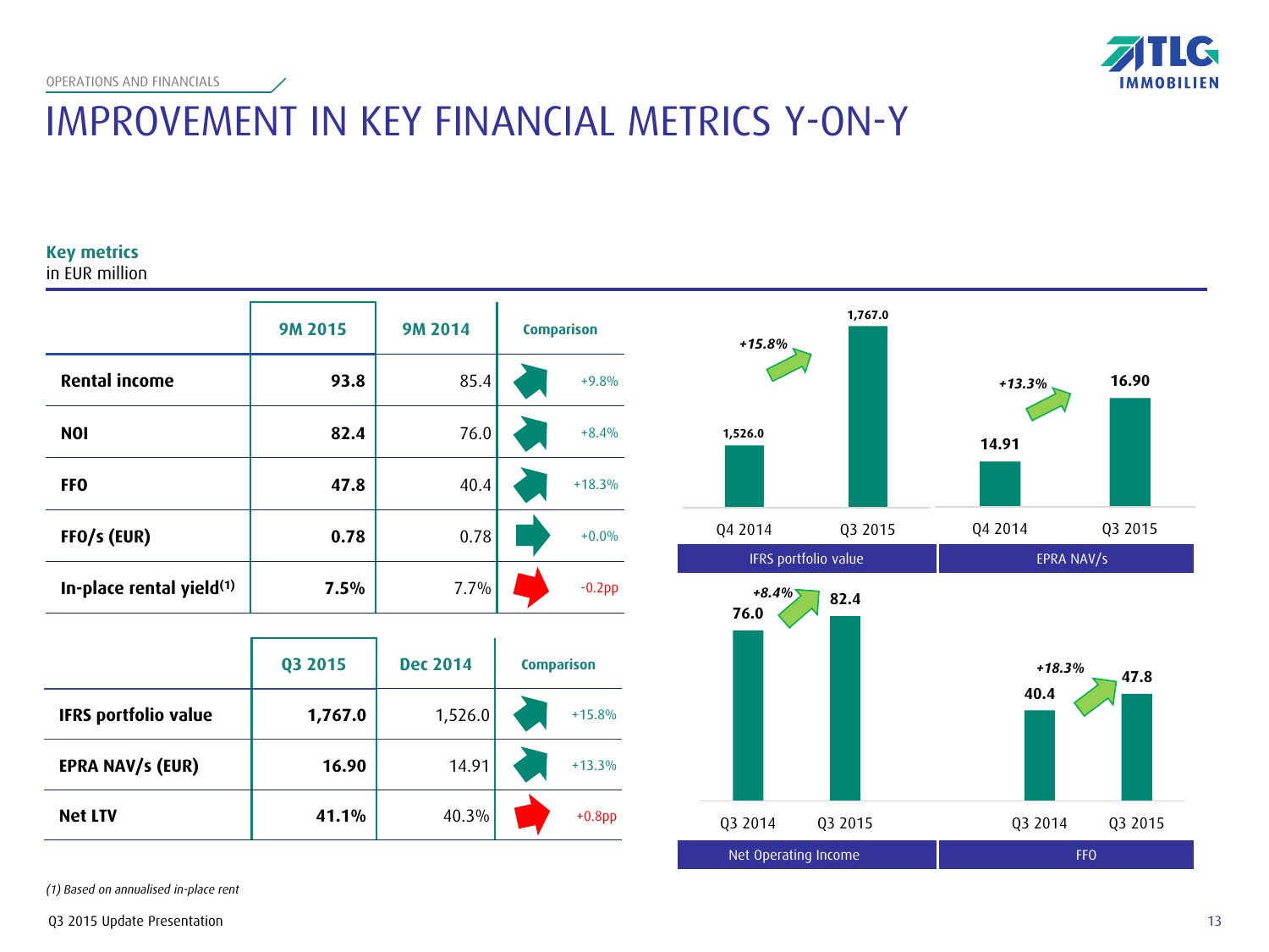OPERATIONS AND FINANCIALS

# IMPROVEMENT IN KEY FINANCIAL METRICS Y-ON-Y

**Key metrics**
in EUR million

| | 9M 2015 | 9M 2014 | Comparison |
|---|---|---|---|
| **Rental income** | **93.8** | 85.4 | +9.8% |
| **NOI** | **82.4** | 76.0 | +8.4% |
| **FFO** | **47.8** | 40.4 | +18.3% |
| **FFO/s (EUR)** | **0.78** | 0.78 | +0.0% |
| **In-place rental yield[1]** | **7.5%** | 7.7% | -0.2pp |

| | Q3 2015 | Dec 2014 | Comparison |
|---|---|---|---|
| **IFRS portfolio value** | **1,767.0** | 1,526.0 | +15.8% |
| **EPRA NAV/s (EUR)** | **16.90** | 14.91 | +13.3% |
| **Net LTV** | **41.1%** | 40.3% | +0.8pp |

**IFRS portfolio value**

| | Q4 2014 | Q3 2015 |
|---|---|---|
| IFRS portfolio value | 1,526.0 | 1,767.0 |

+15.8%

**EPRA NAV/s**

| | Q4 2014 | Q3 2015 |
|---|---|---|
| EPRA NAV/s | 14.91 | 16.90 |

+13.3%

**Net Operating Income**

| | Q3 2014 | Q3 2015 |
|---|---|---|
| Net Operating Income | 76.0 | 82.4 |

+8.4%

**FFO**

| | Q3 2014 | Q3 2015 |
|---|---|---|
| FFO | 40.4 | 47.8 |

+18.3%

*(1) Based on annualised in-place rent*

Q3 2015 Update Presentation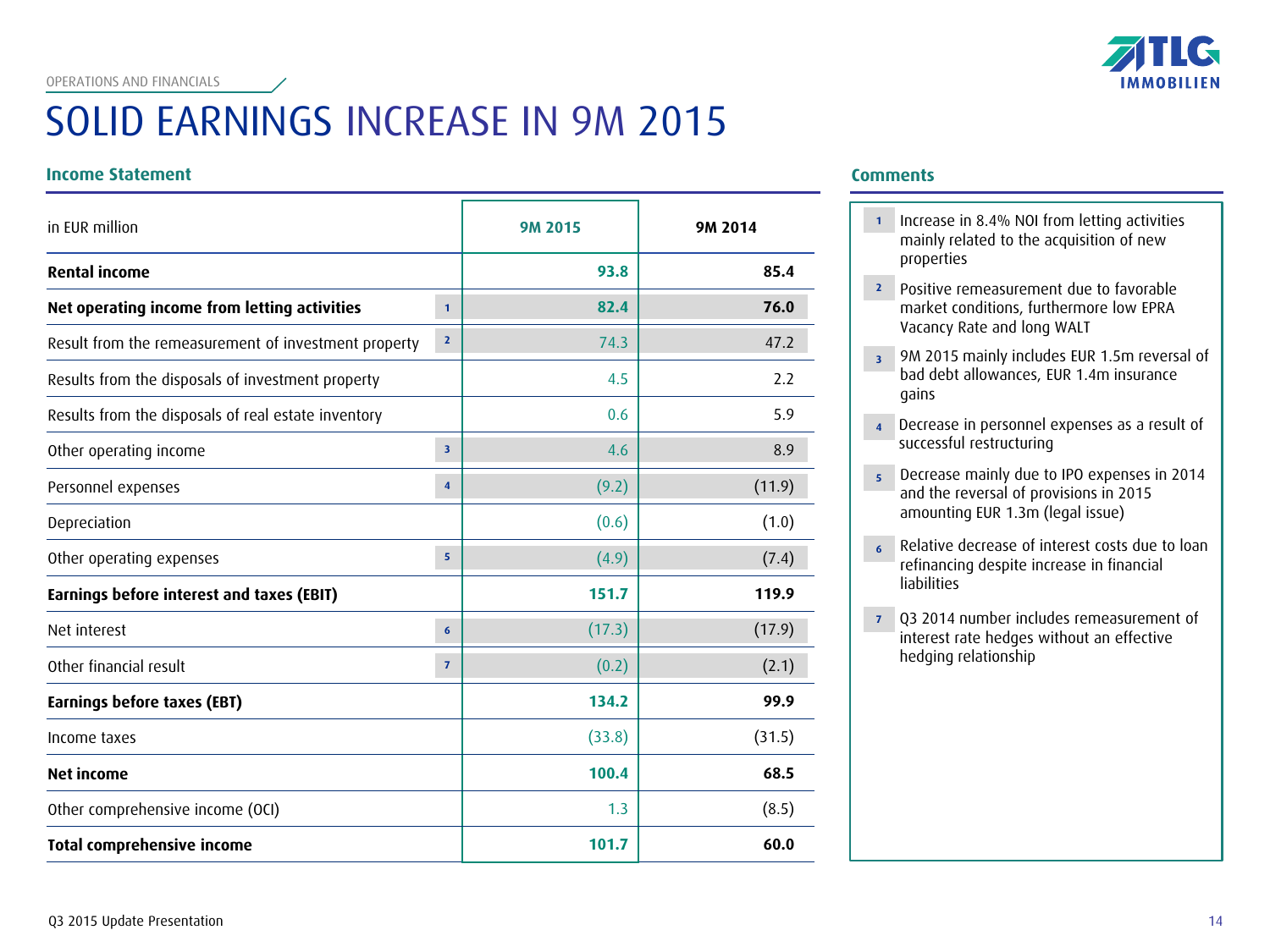OPERATIONS AND FINANCIALS

# SOLID EARNINGS INCREASE IN 9M 2015

## Income Statement

| in EUR million | | 9M 2015 | 9M 2014 |
|---|---|---|---|
| **Rental income** | | **93.8** | **85.4** |
| **Net operating income from letting activities** | 1 | **82.4** | **76.0** |
| Result from the remeasurement of investment property | 2 | 74.3 | 47.2 |
| Results from the disposals of investment property | | 4.5 | 2.2 |
| Results from the disposals of real estate inventory | | 0.6 | 5.9 |
| Other operating income | 3 | 4.6 | 8.9 |
| Personnel expenses | 4 | (9.2) | (11.9) |
| Depreciation | | (0.6) | (1.0) |
| Other operating expenses | 5 | (4.9) | (7.4) |
| **Earnings before interest and taxes (EBIT)** | | **151.7** | **119.9** |
| Net interest | 6 | (17.3) | (17.9) |
| Other financial result | 7 | (0.2) | (2.1) |
| **Earnings before taxes (EBT)** | | **134.2** | **99.9** |
| Income taxes | | (33.8) | (31.5) |
| **Net income** | | **100.4** | **68.5** |
| Other comprehensive income (OCI) | | 1.3 | (8.5) |
| **Total comprehensive income** | | **101.7** | **60.0** |

## Comments

1. Increase in 8.4% NOI from letting activities mainly related to the acquisition of new properties
2. Positive remeasurement due to favorable market conditions, furthermore low EPRA Vacancy Rate and long WALT
3. 9M 2015 mainly includes EUR 1.5m reversal of bad debt allowances, EUR 1.4m insurance gains
4. Decrease in personnel expenses as a result of successful restructuring
5. Decrease mainly due to IPO expenses in 2014 and the reversal of provisions in 2015 amounting EUR 1.3m (legal issue)
6. Relative decrease of interest costs due to loan refinancing despite increase in financial liabilities
7. Q3 2014 number includes remeasurement of interest rate hedges without an effective hedging relationship

Q3 2015 Update Presentation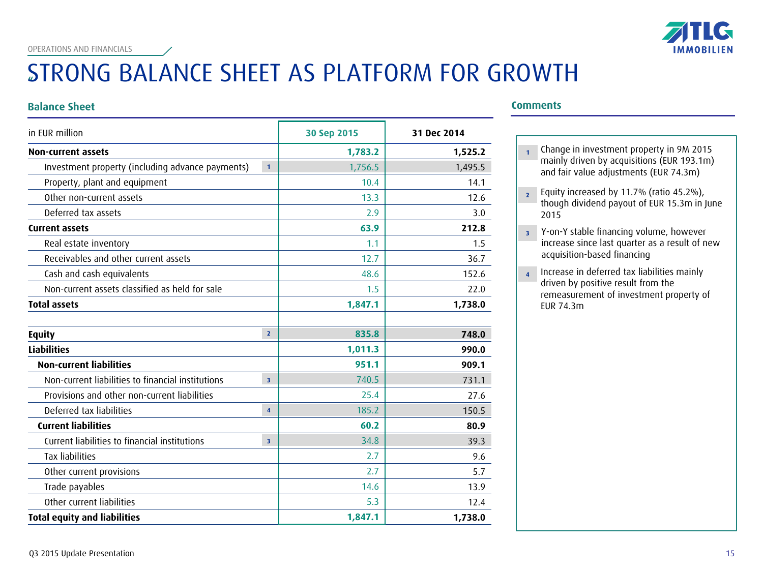OPERATIONS AND FINANCIALS

# STRONG BALANCE SHEET AS PLATFORM FOR GROWTH

## Balance Sheet

| in EUR million | | 30 Sep 2015 | 31 Dec 2014 |
|---|---|---|---|
| **Non-current assets** | | **1,783.2** | **1,525.2** |
| Investment property (including advance payments) | 1 | 1,756.5 | 1,495.5 |
| Property, plant and equipment | | 10.4 | 14.1 |
| Other non-current assets | | 13.3 | 12.6 |
| Deferred tax assets | | 2.9 | 3.0 |
| **Current assets** | | **63.9** | **212.8** |
| Real estate inventory | | 1.1 | 1.5 |
| Receivables and other current assets | | 12.7 | 36.7 |
| Cash and cash equivalents | | 48.6 | 152.6 |
| Non-current assets classified as held for sale | | 1.5 | 22.0 |
| **Total assets** | | **1,847.1** | **1,738.0** |
| | | | |
| **Equity** | 2 | **835.8** | **748.0** |
| **Liabilities** | | **1,011.3** | **990.0** |
| **Non-current liabilities** | | **951.1** | **909.1** |
| Non-current liabilities to financial institutions | 3 | 740.5 | 731.1 |
| Provisions and other non-current liabilities | | 25.4 | 27.6 |
| Deferred tax liabilities | 4 | 185.2 | 150.5 |
| **Current liabilities** | | **60.2** | **80.9** |
| Current liabilities to financial institutions | 3 | 34.8 | 39.3 |
| Tax liabilities | | 2.7 | 9.6 |
| Other current provisions | | 2.7 | 5.7 |
| Trade payables | | 14.6 | 13.9 |
| Other current liabilities | | 5.3 | 12.4 |
| **Total equity and liabilities** | | **1,847.1** | **1,738.0** |

## Comments

1. Change in investment property in 9M 2015 mainly driven by acquisitions (EUR 193.1m) and fair value adjustments (EUR 74.3m)
2. Equity increased by 11.7% (ratio 45.2%), though dividend payout of EUR 15.3m in June 2015
3. Y-on-Y stable financing volume, however increase since last quarter as a result of new acquisition-based financing
4. Increase in deferred tax liabilities mainly driven by positive result from the remeasurement of investment property of EUR 74.3m

Q3 2015 Update Presentation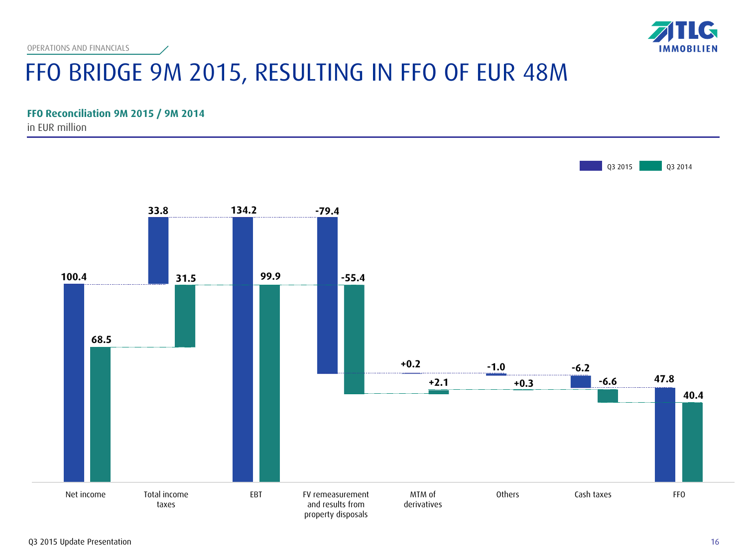OPERATIONS AND FINANCIALS

# FFO BRIDGE 9M 2015, RESULTING IN FFO OF EUR 48M

**FFO Reconciliation 9M 2015 / 9M 2014**

in EUR million

| | Q3 2015 | Q3 2014 |
|---|---|---|
| Net income | 100.4 | 68.5 |
| Total income taxes | 33.8 | 31.5 |
| EBT | 134.2 | 99.9 |
| FV remeasurement and results from property disposals | -79.4 | -55.4 |
| MTM of derivatives | +0.2 | +2.1 |
| Others | -1.0 | +0.3 |
| Cash taxes | -6.2 | -6.6 |
| FFO | 47.8 | 40.4 |

Q3 2015 Update Presentation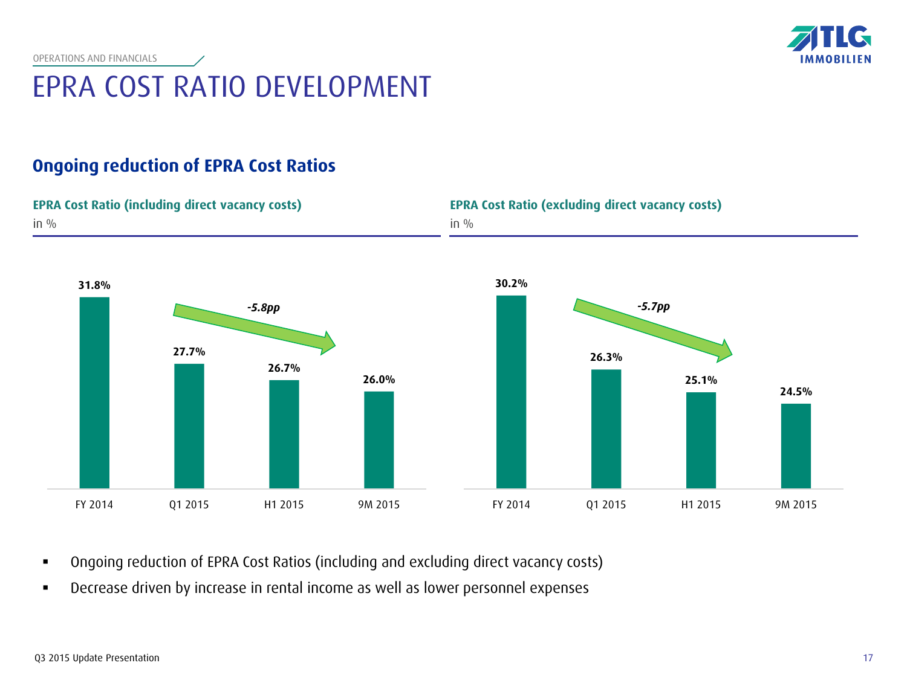OPERATIONS AND FINANCIALS

# EPRA COST RATIO DEVELOPMENT

## Ongoing reduction of EPRA Cost Ratios

**EPRA Cost Ratio (including direct vacancy costs)**

in %

| | FY 2014 | Q1 2015 | H1 2015 | 9M 2015 |
|---|---|---|---|---|
| EPRA Cost Ratio (including direct vacancy costs) | 31.8% | 27.7% | 26.7% | 26.0% |

*-5.8pp*

**EPRA Cost Ratio (excluding direct vacancy costs)**

in %

| | FY 2014 | Q1 2015 | H1 2015 | 9M 2015 |
|---|---|---|---|---|
| EPRA Cost Ratio (excluding direct vacancy costs) | 30.2% | 26.3% | 25.1% | 24.5% |

*-5.7pp*

- Ongoing reduction of EPRA Cost Ratios (including and excluding direct vacancy costs)
- Decrease driven by increase in rental income as well as lower personnel expenses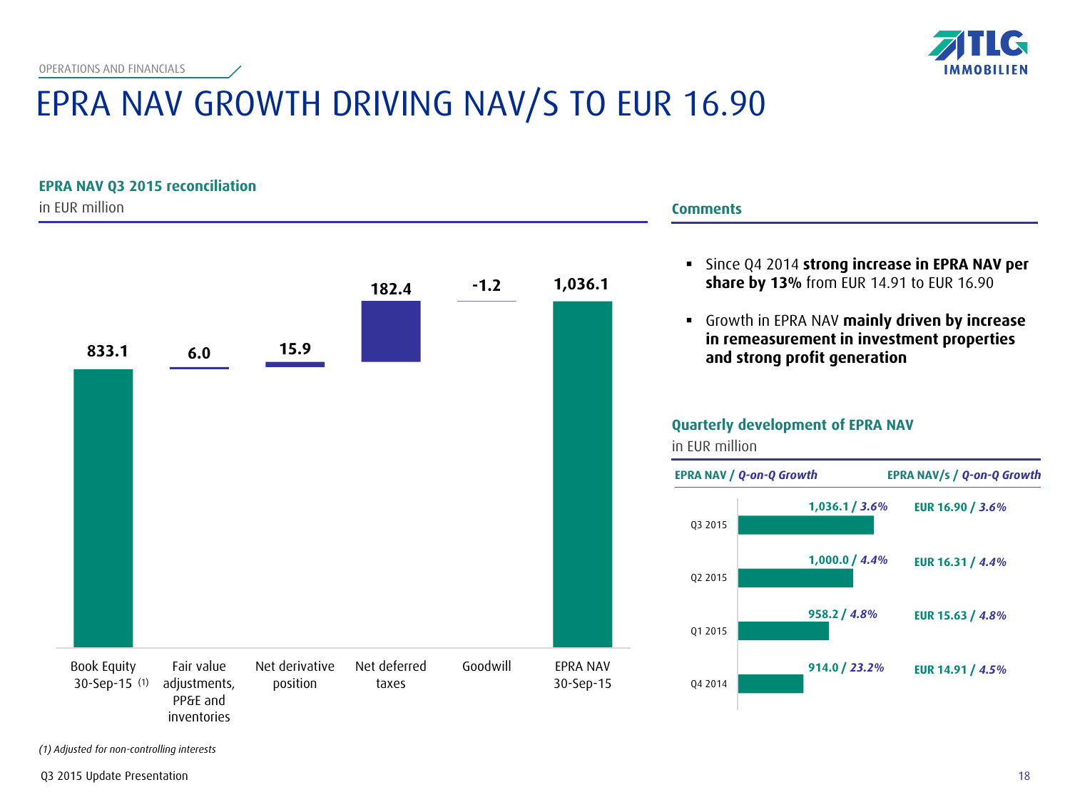OPERATIONS AND FINANCIALS

# EPRA NAV GROWTH DRIVING NAV/S TO EUR 16.90

## EPRA NAV Q3 2015 reconciliation

in EUR million

| Item | Value |
|---|---|
| Book Equity 30-Sep-15 (1) | 833.1 |
| Fair value adjustments, PP&E and inventories | 6.0 |
| Net derivative position | 15.9 |
| Net deferred taxes | 182.4 |
| Goodwill | -1.2 |
| EPRA NAV 30-Sep-15 | 1,036.1 |

(1) Adjusted for non-controlling interests

## Comments

- Since Q4 2014 **strong increase in EPRA NAV per share by 13%** from EUR 14.91 to EUR 16.90
- Growth in EPRA NAV **mainly driven by increase in remeasurement in investment properties and strong profit generation**

## Quarterly development of EPRA NAV

in EUR million

| | EPRA NAV / *Q-on-Q Growth* | EPRA NAV/s / *Q-on-Q Growth* |
|---|---|---|
| Q3 2015 | 1,036.1 / *3.6%* | EUR 16.90 / *3.6%* |
| Q2 2015 | 1,000.0 / *4.4%* | EUR 16.31 / *4.4%* |
| Q1 2015 | 958.2 / *4.8%* | EUR 15.63 / *4.8%* |
| Q4 2014 | 914.0 / *23.2%* | EUR 14.91 / *4.5%* |

Q3 2015 Update Presentation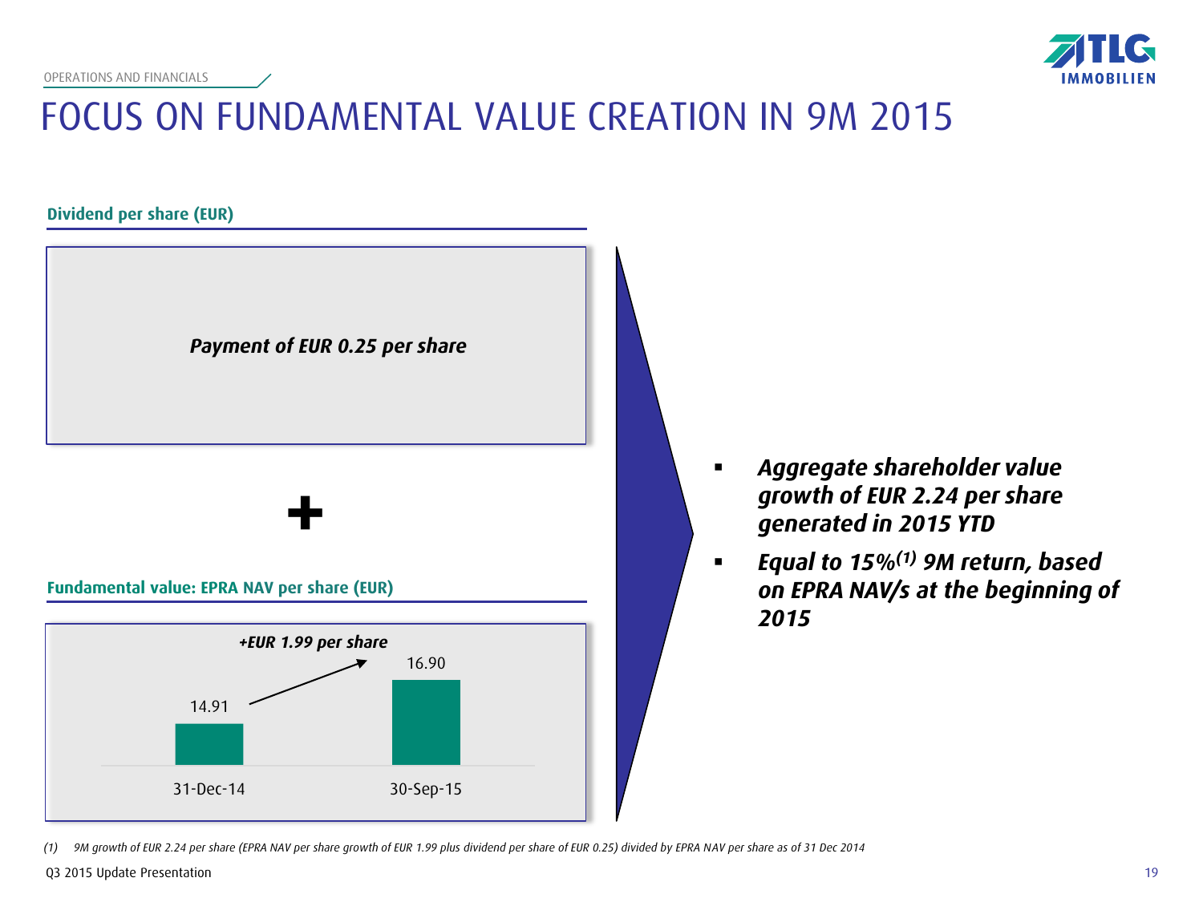OPERATIONS AND FINANCIALS

# FOCUS ON FUNDAMENTAL VALUE CREATION IN 9M 2015

**Dividend per share (EUR)**

***Payment of EUR 0.25 per share***

**+**

**Fundamental value: EPRA NAV per share (EUR)**

***+EUR 1.99 per share***

| | 31-Dec-14 | 30-Sep-15 |
|---|---|---|
| EPRA NAV per share (EUR) | 14.91 | 16.90 |

- ***Aggregate shareholder value growth of EUR 2.24 per share generated in 2015 YTD***
- ***Equal to 15%[1] 9M return, based on EPRA NAV/s at the beginning of 2015***

*(1) 9M growth of EUR 2.24 per share (EPRA NAV per share growth of EUR 1.99 plus dividend per share of EUR 0.25) divided by EPRA NAV per share as of 31 Dec 2014*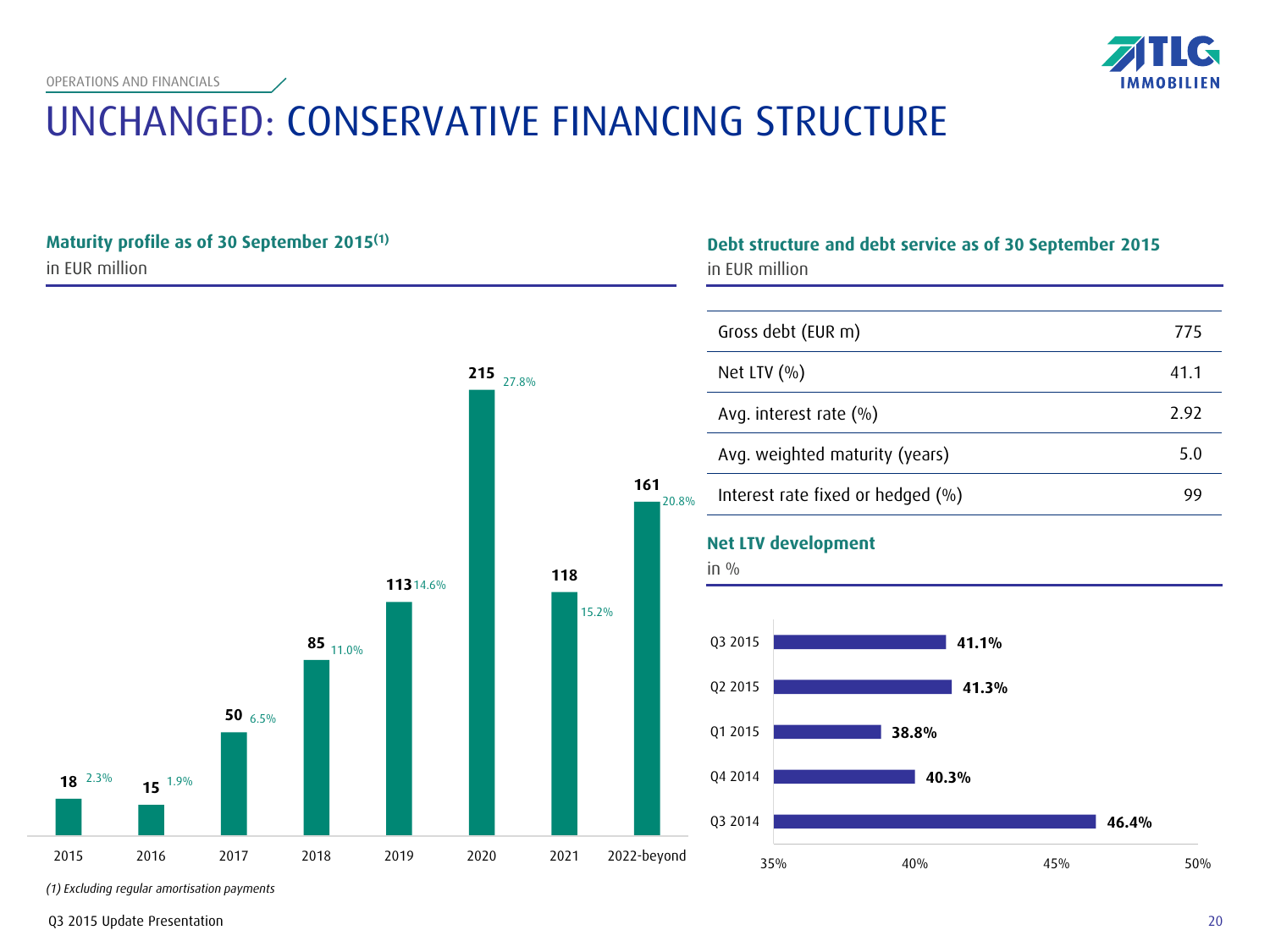OPERATIONS AND FINANCIALS

# UNCHANGED: CONSERVATIVE FINANCING STRUCTURE

### Maturity profile as of 30 September 2015[(1)]

in EUR million

| Year | EUR million | Share |
|---|---|---|
| 2015 | 18 | 2.3% |
| 2016 | 15 | 1.9% |
| 2017 | 50 | 6.5% |
| 2018 | 85 | 11.0% |
| 2019 | 113 | 14.6% |
| 2020 | 215 | 27.8% |
| 2021 | 118 | 15.2% |
| 2022-beyond | 161 | 20.8% |

*(1) Excluding regular amortisation payments*

### Debt structure and debt service as of 30 September 2015

in EUR million

| | |
|---|---|
| Gross debt (EUR m) | 775 |
| Net LTV (%) | 41.1 |
| Avg. interest rate (%) | 2.92 |
| Avg. weighted maturity (years) | 5.0 |
| Interest rate fixed or hedged (%) | 99 |

### Net LTV development

in %

| Quarter | Net LTV |
|---|---|
| Q3 2015 | 41.1% |
| Q2 2015 | 41.3% |
| Q1 2015 | 38.8% |
| Q4 2014 | 40.3% |
| Q3 2014 | 46.4% |

Q3 2015 Update Presentation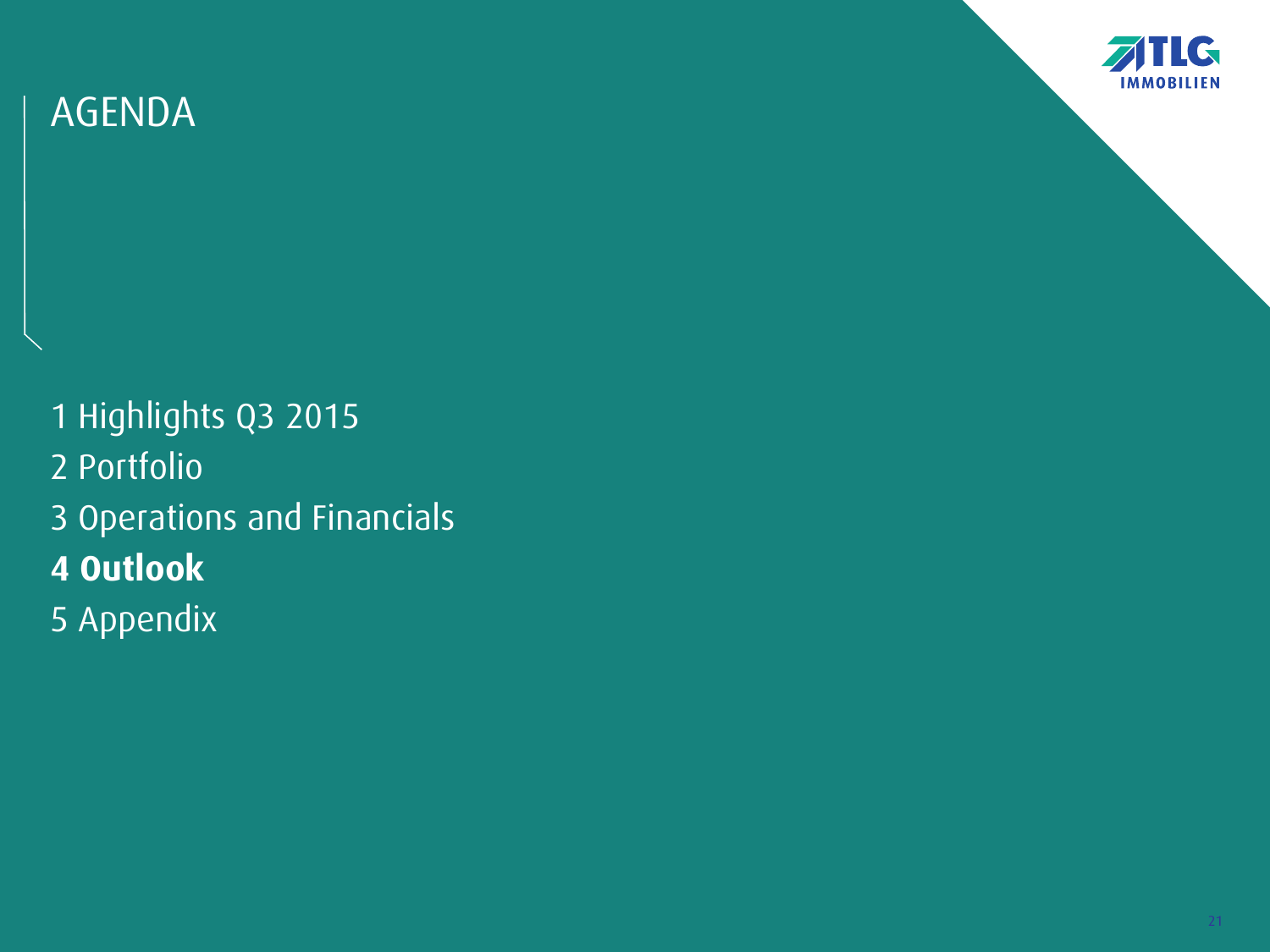# AGENDA

1 Highlights Q3 2015
2 Portfolio
3 Operations and Financials
**4 Outlook**
5 Appendix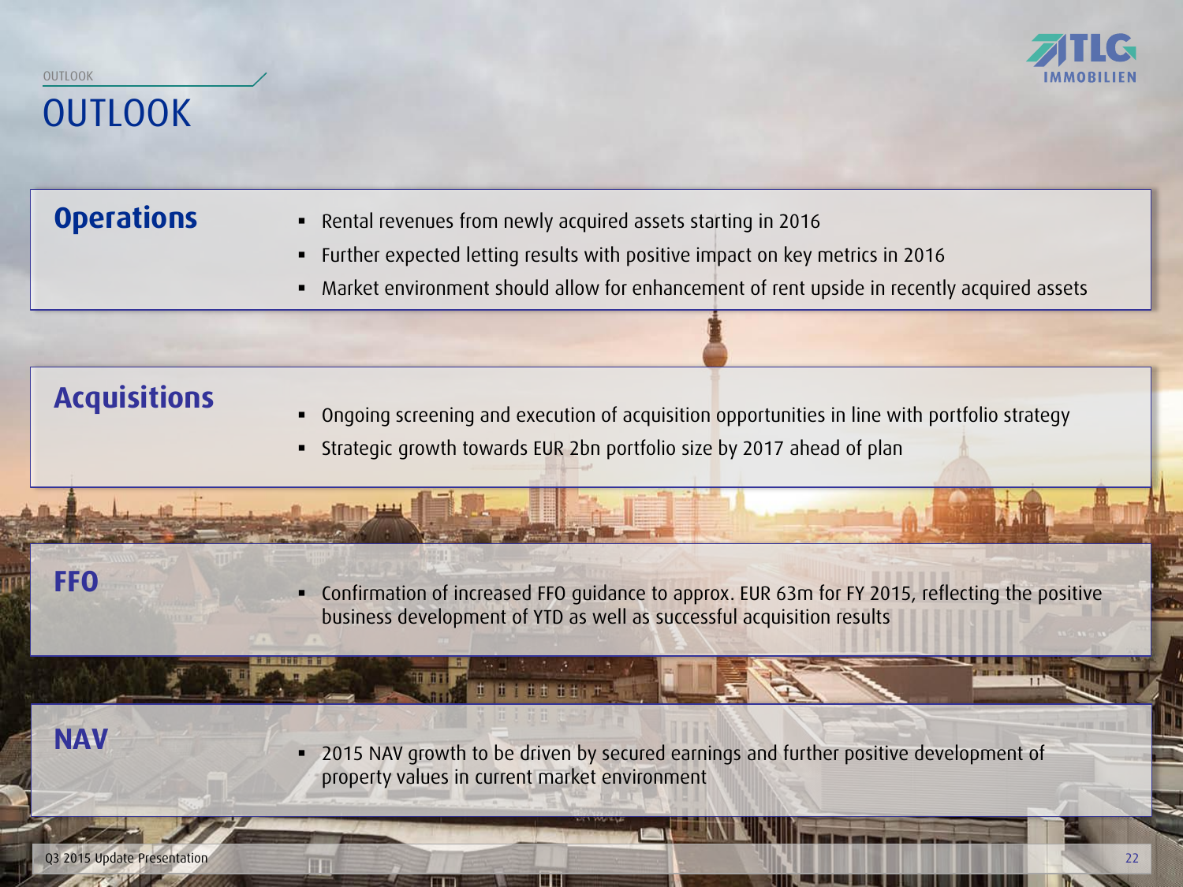# OUTLOOK

## Operations

- Rental revenues from newly acquired assets starting in 2016
- Further expected letting results with positive impact on key metrics in 2016
- Market environment should allow for enhancement of rent upside in recently acquired assets

## Acquisitions

- Ongoing screening and execution of acquisition opportunities in line with portfolio strategy
- Strategic growth towards EUR 2bn portfolio size by 2017 ahead of plan

## FFO

- Confirmation of increased FFO guidance to approx. EUR 63m for FY 2015, reflecting the positive business development of YTD as well as successful acquisition results

## NAV

- 2015 NAV growth to be driven by secured earnings and further positive development of property values in current market environment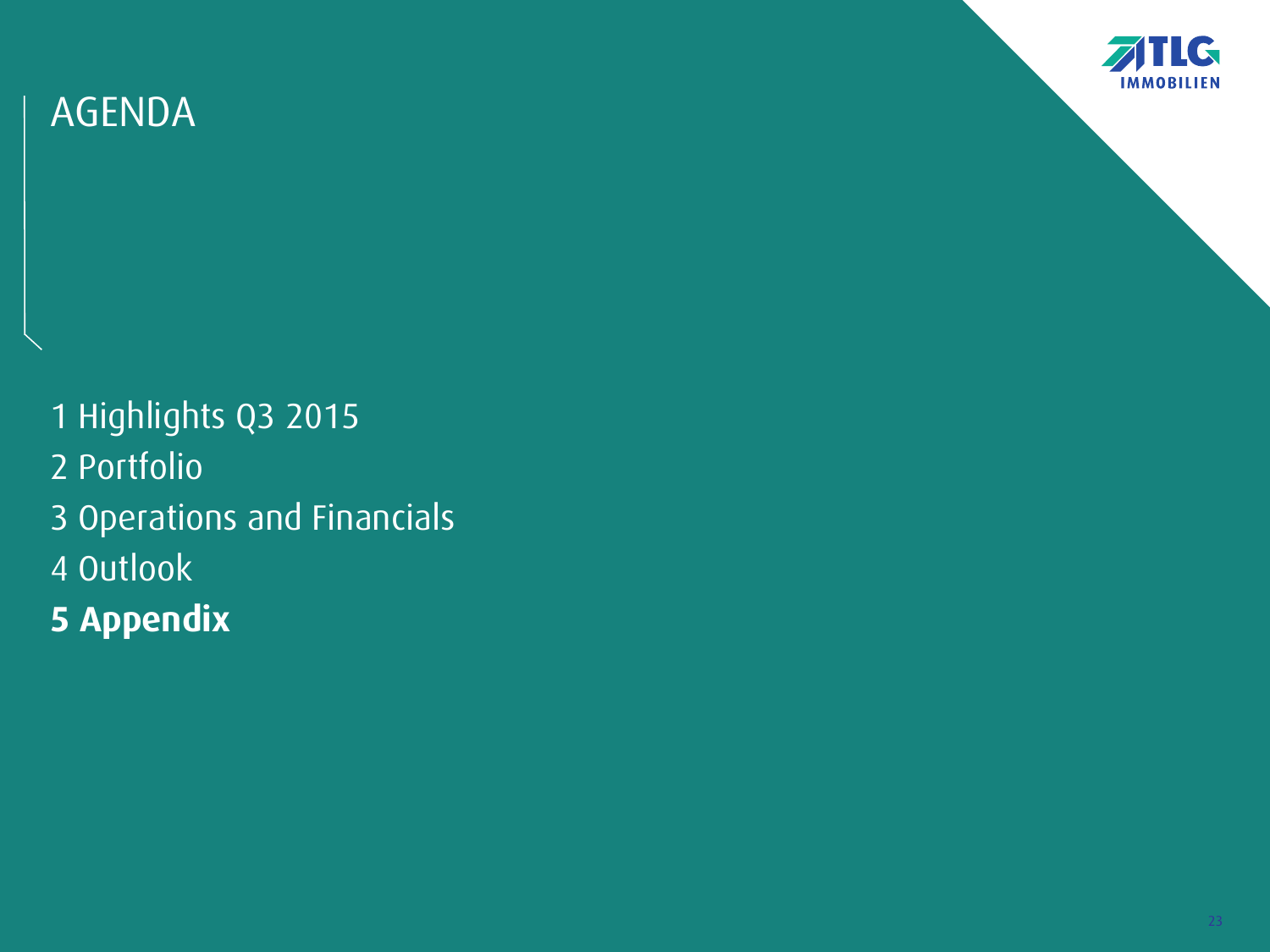# AGENDA

1 Highlights Q3 2015
2 Portfolio
3 Operations and Financials
4 Outlook
**5 Appendix**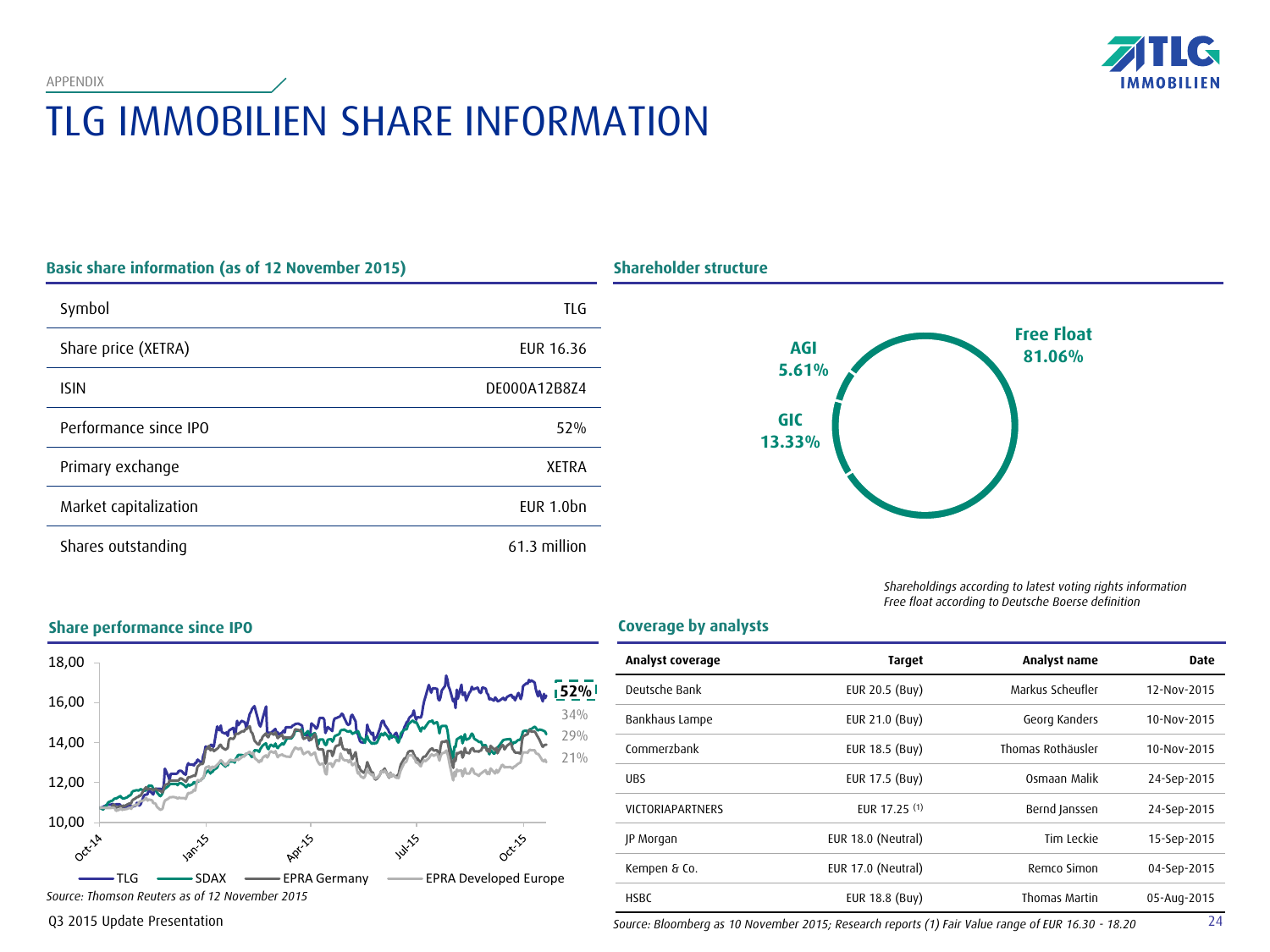APPENDIX

# TLG IMMOBILIEN SHARE INFORMATION

## Basic share information (as of 12 November 2015)

| | |
|---|---|
| Symbol | TLG |
| Share price (XETRA) | EUR 16.36 |
| ISIN | DE000A12B8Z4 |
| Performance since IPO | 52% |
| Primary exchange | XETRA |
| Market capitalization | EUR 1.0bn |
| Shares outstanding | 61.3 million |

## Shareholder structure

- Free Float 81.06%
- AGI 5.61%
- GIC 13.33%

*Shareholdings according to latest voting rights information*
*Free float according to Deutsche Boerse definition*

## Share performance since IPO

TLG 52%, SDAX 34%, EPRA Germany 29%, EPRA Developed Europe 21%

*Source: Thomson Reuters as of 12 November 2015*

## Coverage by analysts

| Analyst coverage | Target | Analyst name | Date |
|---|---|---|---|
| Deutsche Bank | EUR 20.5 (Buy) | Markus Scheufler | 12-Nov-2015 |
| Bankhaus Lampe | EUR 21.0 (Buy) | Georg Kanders | 10-Nov-2015 |
| Commerzbank | EUR 18.5 (Buy) | Thomas Rothäusler | 10-Nov-2015 |
| UBS | EUR 17.5 (Buy) | Osmaan Malik | 24-Sep-2015 |
| VICTORIAPARTNERS | EUR 17.25 (1) | Bernd Janssen | 24-Sep-2015 |
| JP Morgan | EUR 18.0 (Neutral) | Tim Leckie | 15-Sep-2015 |
| Kempen & Co. | EUR 17.0 (Neutral) | Remco Simon | 04-Sep-2015 |
| HSBC | EUR 18.8 (Buy) | Thomas Martin | 05-Aug-2015 |

*Source: Bloomberg as 10 November 2015; Research reports (1) Fair Value range of EUR 16.30 - 18.20*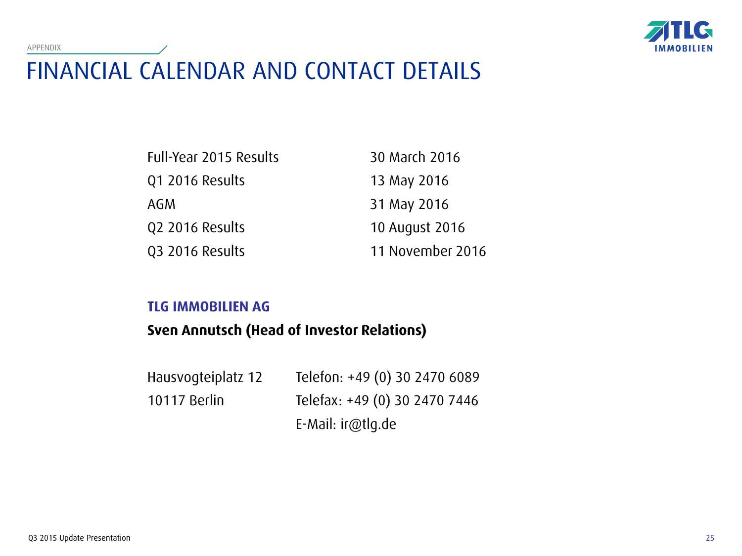APPENDIX

# FINANCIAL CALENDAR AND CONTACT DETAILS

| | |
|---|---|
| Full-Year 2015 Results | 30 March 2016 |
| Q1 2016 Results | 13 May 2016 |
| AGM | 31 May 2016 |
| Q2 2016 Results | 10 August 2016 |
| Q3 2016 Results | 11 November 2016 |

**TLG IMMOBILIEN AG**

**Sven Annutsch (Head of Investor Relations)**

| | |
|---|---|
| Hausvogteiplatz 12 | Telefon: +49 (0) 30 2470 6089 |
| 10117 Berlin | Telefax: +49 (0) 30 2470 7446 |
| | E-Mail: ir@tlg.de |